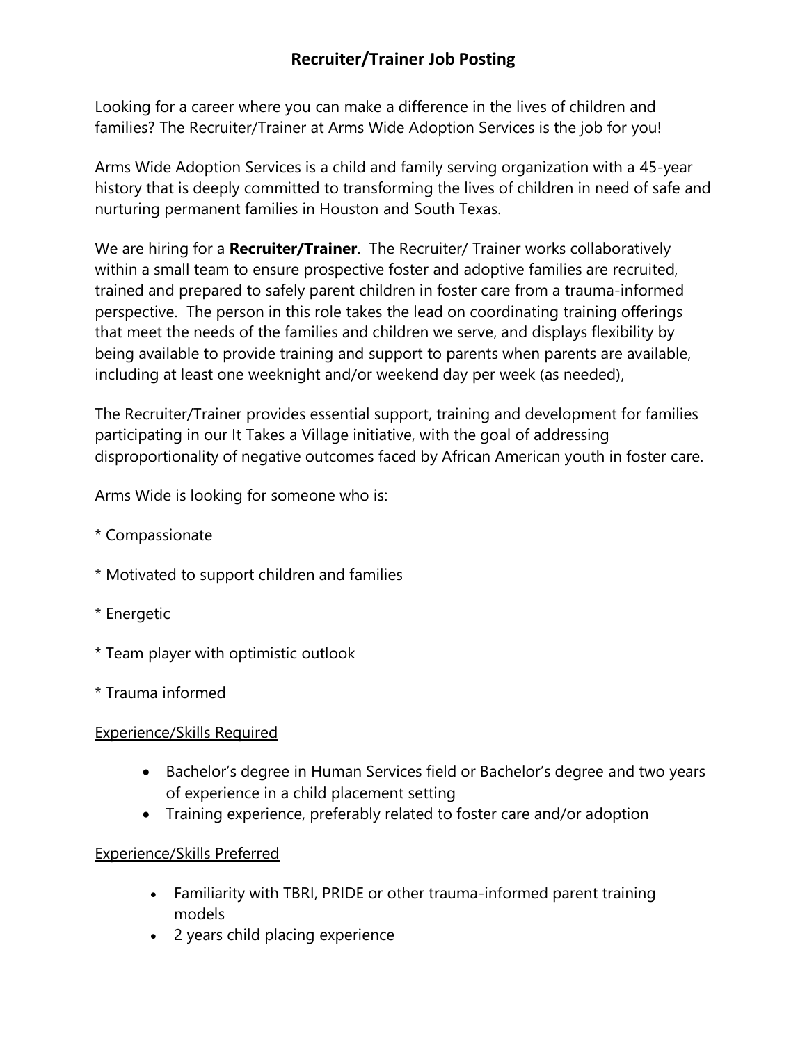# Recruiter/Trainer Job Posting

Looking for a career where you can make a difference in the lives of children and families? The Recruiter/Trainer at Arms Wide Adoption Services is the job for you!

Arms Wide Adoption Services is a child and family serving organization with a 45-year history that is deeply committed to transforming the lives of children in need of safe and nurturing permanent families in Houston and South Texas.

We are hiring for a **Recruiter/Trainer**. The Recruiter/ Trainer works collaboratively within a small team to ensure prospective foster and adoptive families are recruited, trained and prepared to safely parent children in foster care from a trauma-informed perspective. The person in this role takes the lead on coordinating training offerings that meet the needs of the families and children we serve, and displays flexibility by being available to provide training and support to parents when parents are available, including at least one weeknight and/or weekend day per week (as needed),

The Recruiter/Trainer provides essential support, training and development for families participating in our It Takes a Village initiative, with the goal of addressing disproportionality of negative outcomes faced by African American youth in foster care.

Arms Wide is looking for someone who is:

* Compassionate

* Motivated to support children and families

* Energetic

* Team player with optimistic outlook

* Trauma informed

<u>Experience/Skills Required</u>

- Bachelor's degree in Human Services field or Bachelor's degree and two years of experience in a child placement setting
- Training experience, preferably related to foster care and/or adoption

<u>Experience/Skills Preferred</u>

- Familiarity with TBRI, PRIDE or other trauma-informed parent training models
- 2 years child placing experience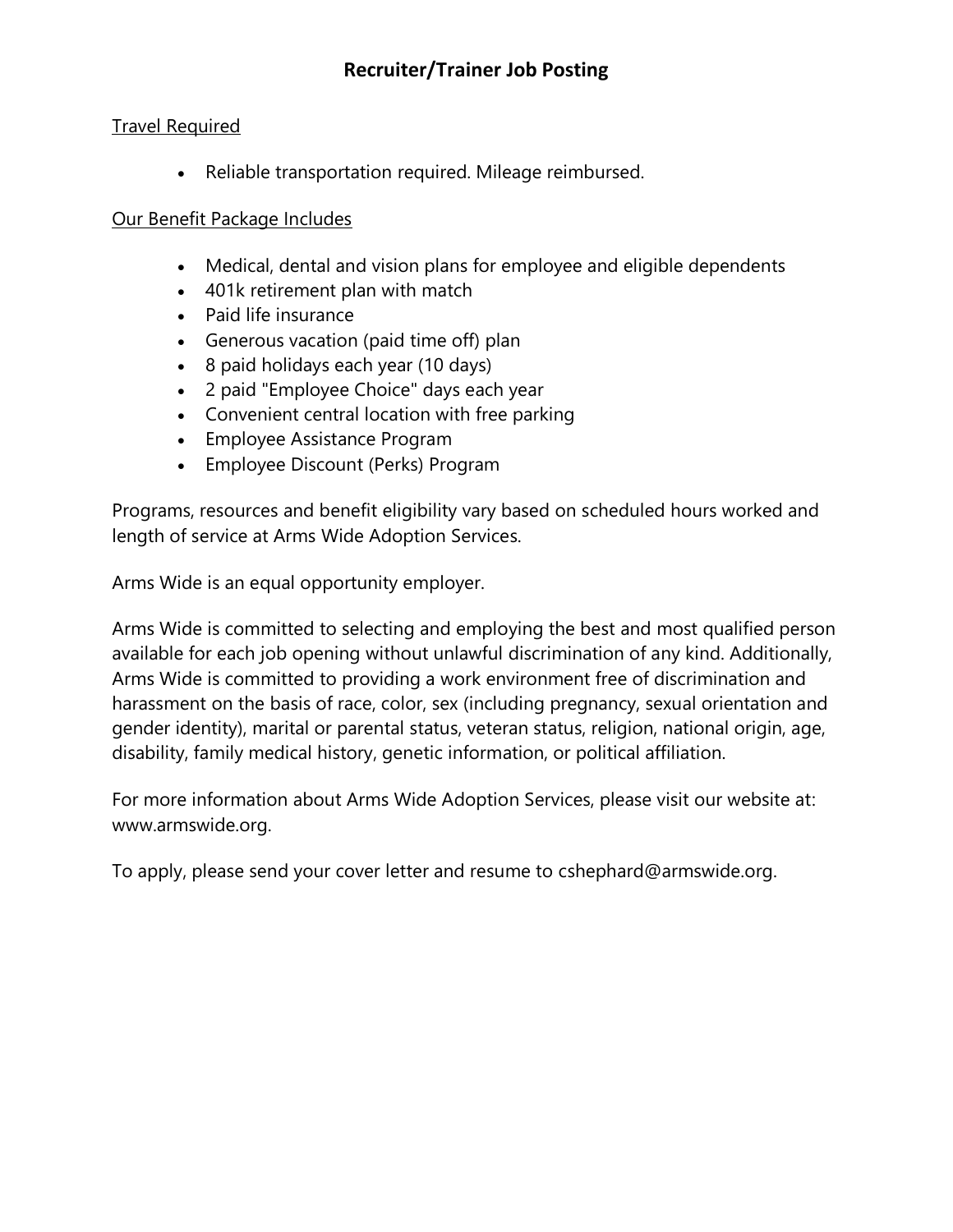## Recruiter/Trainer Job Posting

Travel Required

- Reliable transportation required. Mileage reimbursed.

Our Benefit Package Includes

- Medical, dental and vision plans for employee and eligible dependents
- 401k retirement plan with match
- Paid life insurance
- Generous vacation (paid time off) plan
- 8 paid holidays each year (10 days)
- 2 paid "Employee Choice" days each year
- Convenient central location with free parking
- Employee Assistance Program
- Employee Discount (Perks) Program

Programs, resources and benefit eligibility vary based on scheduled hours worked and length of service at Arms Wide Adoption Services.

Arms Wide is an equal opportunity employer.

Arms Wide is committed to selecting and employing the best and most qualified person available for each job opening without unlawful discrimination of any kind. Additionally, Arms Wide is committed to providing a work environment free of discrimination and harassment on the basis of race, color, sex (including pregnancy, sexual orientation and gender identity), marital or parental status, veteran status, religion, national origin, age, disability, family medical history, genetic information, or political affiliation.

For more information about Arms Wide Adoption Services, please visit our website at: www.armswide.org.

To apply, please send your cover letter and resume to cshephard@armswide.org.